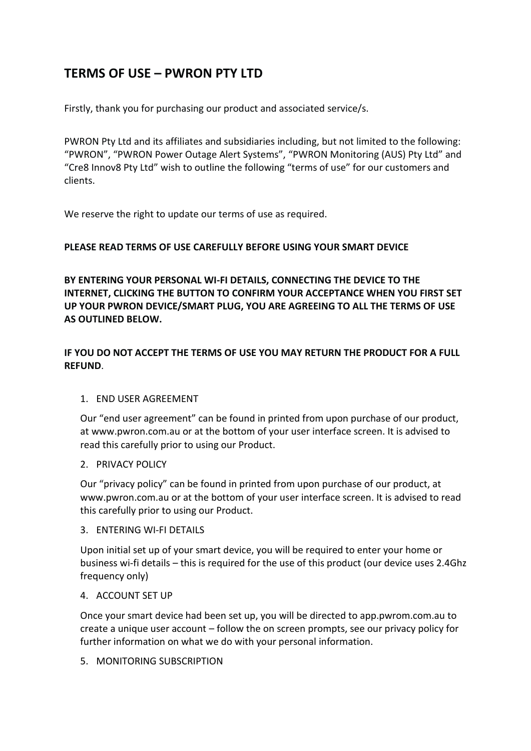# TERMS OF USE – PWRON PTY LTD

Firstly, thank you for purchasing our product and associated service/s.

PWRON Pty Ltd and its affiliates and subsidiaries including, but not limited to the following: "PWRON", "PWRON Power Outage Alert Systems", "PWRON Monitoring (AUS) Pty Ltd" and "Cre8 Innov8 Pty Ltd" wish to outline the following "terms of use" for our customers and clients.

We reserve the right to update our terms of use as required.

**PLEASE READ TERMS OF USE CAREFULLY BEFORE USING YOUR SMART DEVICE**

**BY ENTERING YOUR PERSONAL WI-FI DETAILS, CONNECTING THE DEVICE TO THE INTERNET, CLICKING THE BUTTON TO CONFIRM YOUR ACCEPTANCE WHEN YOU FIRST SET UP YOUR PWRON DEVICE/SMART PLUG, YOU ARE AGREEING TO ALL THE TERMS OF USE AS OUTLINED BELOW.**

**IF YOU DO NOT ACCEPT THE TERMS OF USE YOU MAY RETURN THE PRODUCT FOR A FULL REFUND**.

1. END USER AGREEMENT

   Our "end user agreement" can be found in printed from upon purchase of our product, at www.pwron.com.au or at the bottom of your user interface screen. It is advised to read this carefully prior to using our Product.

2. PRIVACY POLICY

   Our "privacy policy" can be found in printed from upon purchase of our product, at www.pwron.com.au or at the bottom of your user interface screen. It is advised to read this carefully prior to using our Product.

3. ENTERING WI-FI DETAILS

   Upon initial set up of your smart device, you will be required to enter your home or business wi-fi details – this is required for the use of this product (our device uses 2.4Ghz frequency only)

4. ACCOUNT SET UP

   Once your smart device had been set up, you will be directed to app.pwrom.com.au to create a unique user account – follow the on screen prompts, see our privacy policy for further information on what we do with your personal information.

5. MONITORING SUBSCRIPTION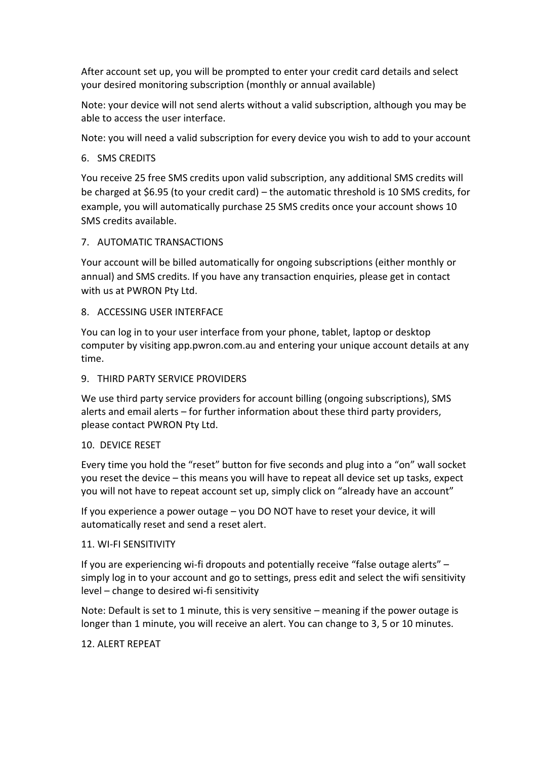After account set up, you will be prompted to enter your credit card details and select your desired monitoring subscription (monthly or annual available)

Note: your device will not send alerts without a valid subscription, although you may be able to access the user interface.

Note: you will need a valid subscription for every device you wish to add to your account

6. SMS CREDITS

You receive 25 free SMS credits upon valid subscription, any additional SMS credits will be charged at $6.95 (to your credit card) – the automatic threshold is 10 SMS credits, for example, you will automatically purchase 25 SMS credits once your account shows 10 SMS credits available.

7. AUTOMATIC TRANSACTIONS

Your account will be billed automatically for ongoing subscriptions (either monthly or annual) and SMS credits. If you have any transaction enquiries, please get in contact with us at PWRON Pty Ltd.

8. ACCESSING USER INTERFACE

You can log in to your user interface from your phone, tablet, laptop or desktop computer by visiting app.pwron.com.au and entering your unique account details at any time.

9. THIRD PARTY SERVICE PROVIDERS

We use third party service providers for account billing (ongoing subscriptions), SMS alerts and email alerts – for further information about these third party providers, please contact PWRON Pty Ltd.

10. DEVICE RESET

Every time you hold the "reset" button for five seconds and plug into a "on" wall socket you reset the device – this means you will have to repeat all device set up tasks, expect you will not have to repeat account set up, simply click on "already have an account"

If you experience a power outage – you DO NOT have to reset your device, it will automatically reset and send a reset alert.

11. WI-FI SENSITIVITY

If you are experiencing wi-fi dropouts and potentially receive "false outage alerts" – simply log in to your account and go to settings, press edit and select the wifi sensitivity level – change to desired wi-fi sensitivity

Note: Default is set to 1 minute, this is very sensitive – meaning if the power outage is longer than 1 minute, you will receive an alert. You can change to 3, 5 or 10 minutes.

12. ALERT REPEAT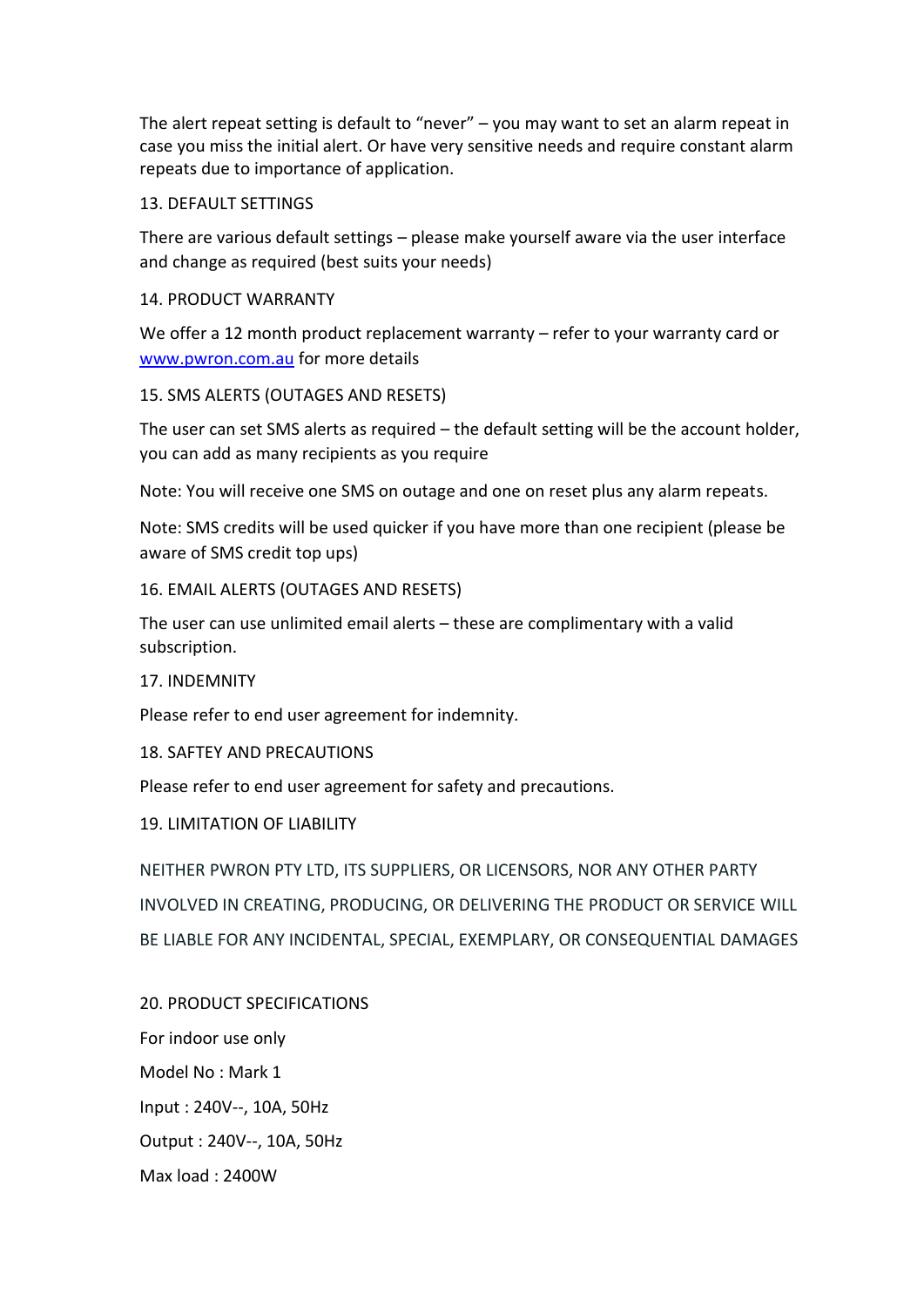The alert repeat setting is default to “never” – you may want to set an alarm repeat in case you miss the initial alert. Or have very sensitive needs and require constant alarm repeats due to importance of application.

## 13. DEFAULT SETTINGS

There are various default settings – please make yourself aware via the user interface and change as required (best suits your needs)

## 14. PRODUCT WARRANTY

We offer a 12 month product replacement warranty – refer to your warranty card or [www.pwron.com.au](http://www.pwron.com.au) for more details

## 15. SMS ALERTS (OUTAGES AND RESETS)

The user can set SMS alerts as required – the default setting will be the account holder, you can add as many recipients as you require

Note: You will receive one SMS on outage and one on reset plus any alarm repeats.

Note: SMS credits will be used quicker if you have more than one recipient (please be aware of SMS credit top ups)

## 16. EMAIL ALERTS (OUTAGES AND RESETS)

The user can use unlimited email alerts – these are complimentary with a valid subscription.

## 17. INDEMNITY

Please refer to end user agreement for indemnity.

## 18. SAFTEY AND PRECAUTIONS

Please refer to end user agreement for safety and precautions.

## 19. LIMITATION OF LIABILITY

NEITHER PWRON PTY LTD, ITS SUPPLIERS, OR LICENSORS, NOR ANY OTHER PARTY INVOLVED IN CREATING, PRODUCING, OR DELIVERING THE PRODUCT OR SERVICE WILL BE LIABLE FOR ANY INCIDENTAL, SPECIAL, EXEMPLARY, OR CONSEQUENTIAL DAMAGES

## 20. PRODUCT SPECIFICATIONS

For indoor use only

Model No : Mark 1

Input : 240V--, 10A, 50Hz

Output : 240V--, 10A, 50Hz

Max load : 2400W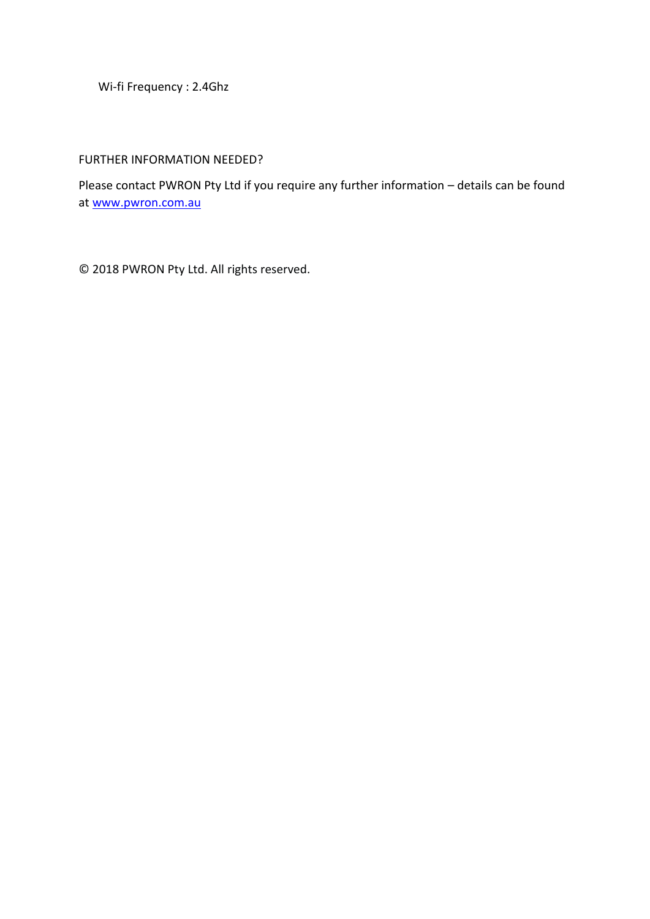Wi-fi Frequency : 2.4Ghz

FURTHER INFORMATION NEEDED?

Please contact PWRON Pty Ltd if you require any further information – details can be found at [www.pwron.com.au](http://www.pwron.com.au)

© 2018 PWRON Pty Ltd. All rights reserved.